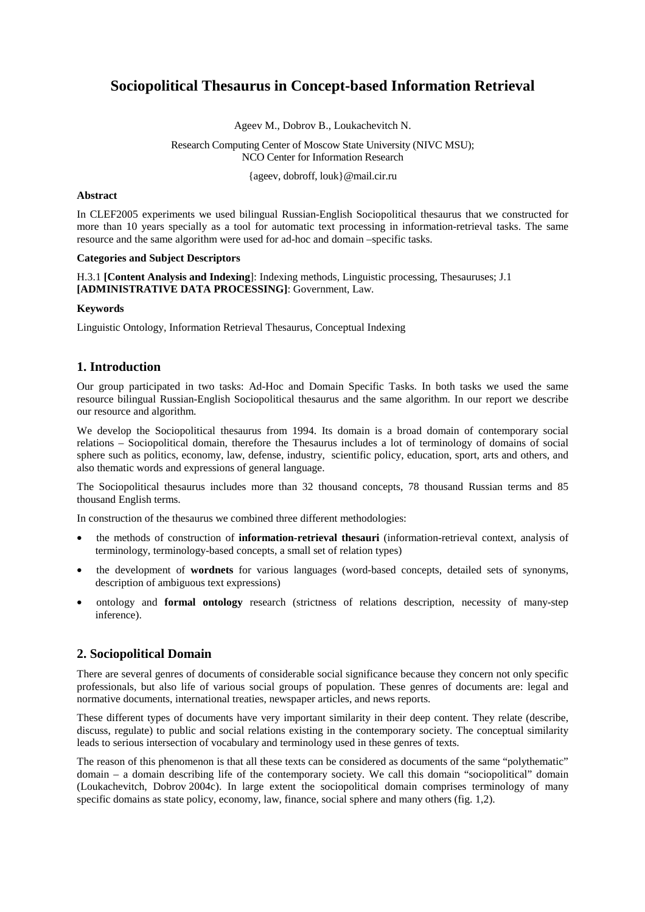# Sociopolitical Thesaurus in Concept-based Information Retrieval

Ageev M., Dobrov B., Loukachevitch N.

Research Computing Center of Moscow State University (NIVC MSU);
NCO Center for Information Research

{ageev, dobroff, louk}@mail.cir.ru

**Abstract**

In CLEF2005 experiments we used bilingual Russian-English Sociopolitical thesaurus that we constructed for more than 10 years specially as a tool for automatic text processing in information-retrieval tasks. The same resource and the same algorithm were used for ad-hoc and domain –specific tasks.

**Categories and Subject Descriptors**

H.3.1 **[Content Analysis and Indexing**]: Indexing methods, Linguistic processing, Thesauruses; J.1 **[ADMINISTRATIVE DATA PROCESSING]**: Government, Law.

**Keywords**

Linguistic Ontology, Information Retrieval Thesaurus, Conceptual Indexing

## 1. Introduction

Our group participated in two tasks: Ad-Hoc and Domain Specific Tasks. In both tasks we used the same resource bilingual Russian-English Sociopolitical thesaurus and the same algorithm. In our report we describe our resource and algorithm.

We develop the Sociopolitical thesaurus from 1994. Its domain is a broad domain of contemporary social relations – Sociopolitical domain, therefore the Thesaurus includes a lot of terminology of domains of social sphere such as politics, economy, law, defense, industry, scientific policy, education, sport, arts and others, and also thematic words and expressions of general language.

The Sociopolitical thesaurus includes more than 32 thousand concepts, 78 thousand Russian terms and 85 thousand English terms.

In construction of the thesaurus we combined three different methodologies:

- the methods of construction of **information-retrieval thesauri** (information-retrieval context, analysis of terminology, terminology-based concepts, a small set of relation types)
- the development of **wordnets** for various languages (word-based concepts, detailed sets of synonyms, description of ambiguous text expressions)
- ontology and **formal ontology** research (strictness of relations description, necessity of many-step inference).

## 2. Sociopolitical Domain

There are several genres of documents of considerable social significance because they concern not only specific professionals, but also life of various social groups of population. These genres of documents are: legal and normative documents, international treaties, newspaper articles, and news reports.

These different types of documents have very important similarity in their deep content. They relate (describe, discuss, regulate) to public and social relations existing in the contemporary society. The conceptual similarity leads to serious intersection of vocabulary and terminology used in these genres of texts.

The reason of this phenomenon is that all these texts can be considered as documents of the same "polythematic" domain – a domain describing life of the contemporary society. We call this domain "sociopolitical" domain (Loukachevitch, Dobrov 2004c). In large extent the sociopolitical domain comprises terminology of many specific domains as state policy, economy, law, finance, social sphere and many others (fig. 1,2).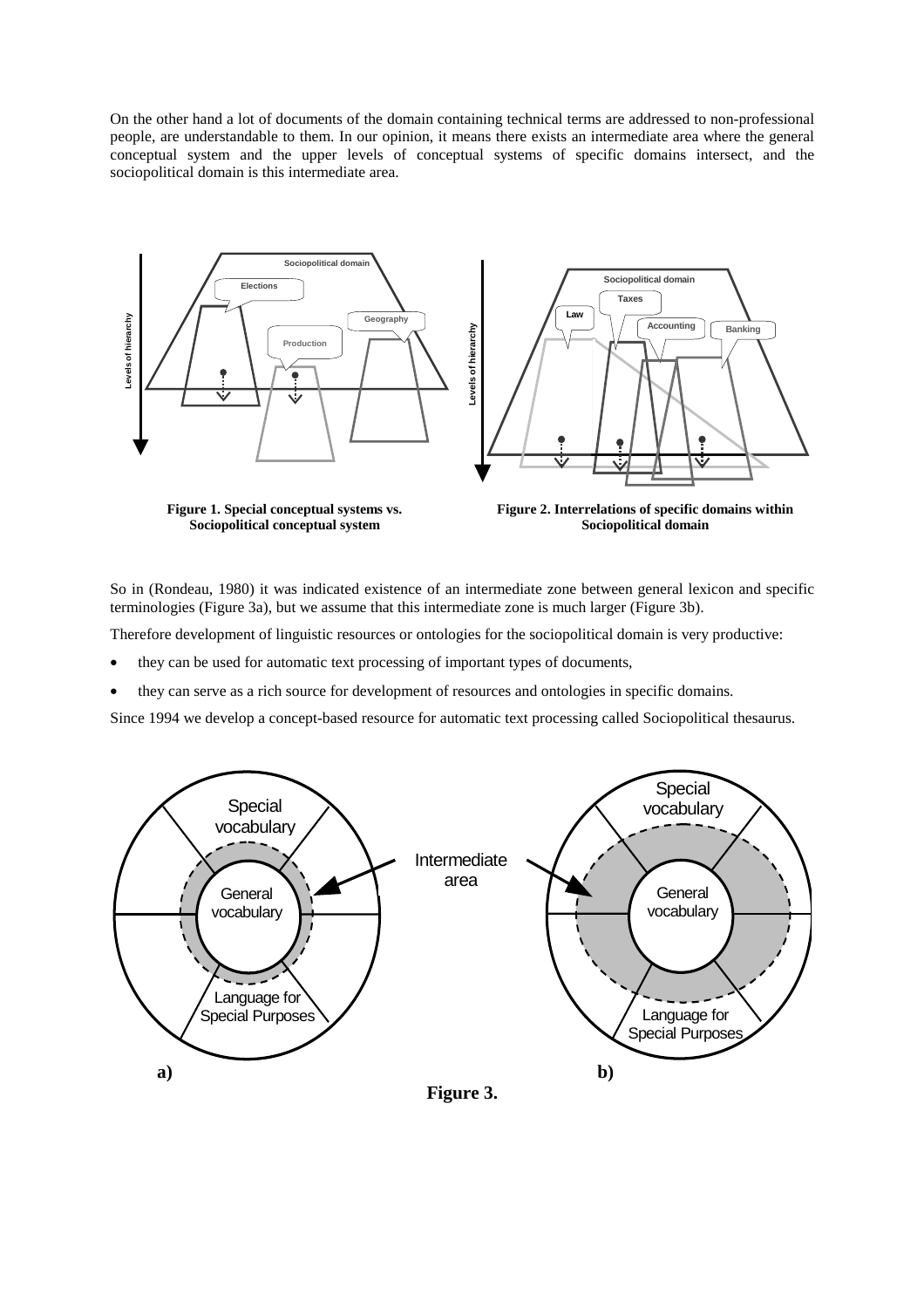On the other hand a lot of documents of the domain containing technical terms are addressed to non-professional people, are understandable to them. In our opinion, it means there exists an intermediate area where the general conceptual system and the upper levels of conceptual systems of specific domains intersect, and the sociopolitical domain is this intermediate area.

**Figure 1. Special conceptual systems vs. Sociopolitical conceptual system**

**Figure 2. Interrelations of specific domains within Sociopolitical domain**

So in (Rondeau, 1980) it was indicated existence of an intermediate zone between general lexicon and specific terminologies (Figure 3a), but we assume that this intermediate zone is much larger (Figure 3b).

Therefore development of linguistic resources or ontologies for the sociopolitical domain is very productive:

- they can be used for automatic text processing of important types of documents,
- they can serve as a rich source for development of resources and ontologies in specific domains.

Since 1994 we develop a concept-based resource for automatic text processing called Sociopolitical thesaurus.

**Figure 3.**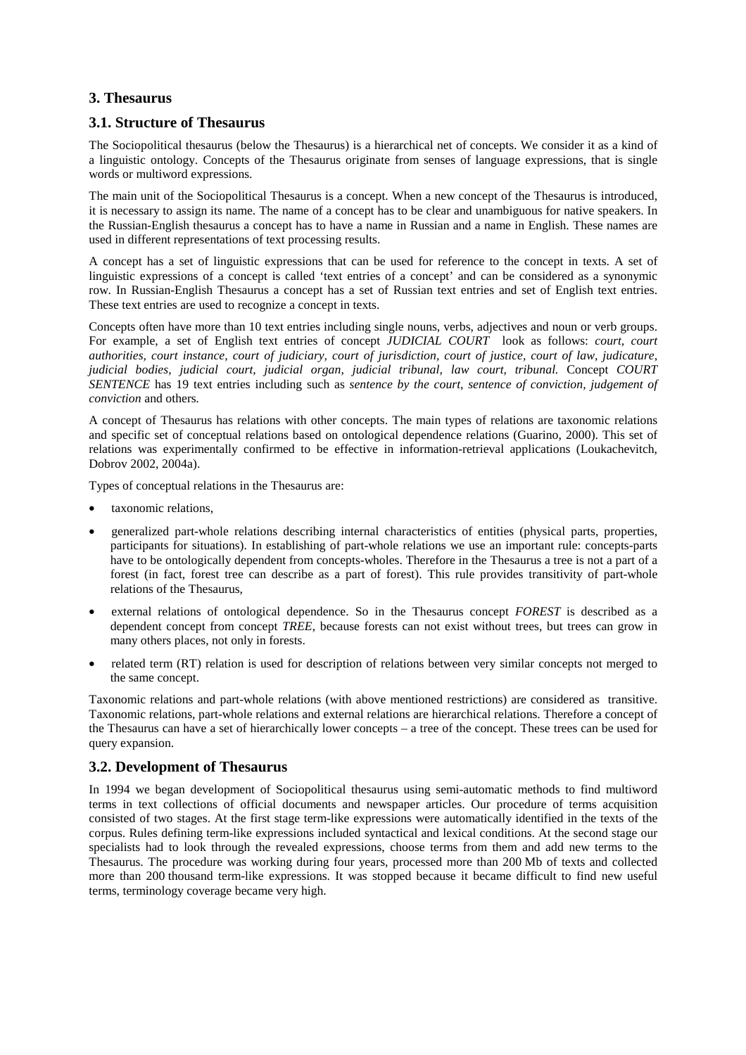## 3. Thesaurus

### 3.1. Structure of Thesaurus

The Sociopolitical thesaurus (below the Thesaurus) is a hierarchical net of concepts. We consider it as a kind of a linguistic ontology. Concepts of the Thesaurus originate from senses of language expressions, that is single words or multiword expressions.

The main unit of the Sociopolitical Thesaurus is a concept. When a new concept of the Thesaurus is introduced, it is necessary to assign its name. The name of a concept has to be clear and unambiguous for native speakers. In the Russian-English thesaurus a concept has to have a name in Russian and a name in English. These names are used in different representations of text processing results.

A concept has a set of linguistic expressions that can be used for reference to the concept in texts. A set of linguistic expressions of a concept is called 'text entries of a concept' and can be considered as a synonymic row. In Russian-English Thesaurus a concept has a set of Russian text entries and set of English text entries. These text entries are used to recognize a concept in texts.

Concepts often have more than 10 text entries including single nouns, verbs, adjectives and noun or verb groups. For example, a set of English text entries of concept *JUDICIAL COURT* look as follows: *court, court authorities, court instance, court of judiciary, court of jurisdiction, court of justice, court of law, judicature, judicial bodies, judicial court, judicial organ, judicial tribunal, law court, tribunal.* Concept *COURT SENTENCE* has 19 text entries including such as *sentence by the court, sentence of conviction, judgement of conviction* and others.

A concept of Thesaurus has relations with other concepts. The main types of relations are taxonomic relations and specific set of conceptual relations based on ontological dependence relations (Guarino, 2000). This set of relations was experimentally confirmed to be effective in information-retrieval applications (Loukachevitch, Dobrov 2002, 2004a).

Types of conceptual relations in the Thesaurus are:

- taxonomic relations,
- generalized part-whole relations describing internal characteristics of entities (physical parts, properties, participants for situations). In establishing of part-whole relations we use an important rule: concepts-parts have to be ontologically dependent from concepts-wholes. Therefore in the Thesaurus a tree is not a part of a forest (in fact, forest tree can describe as a part of forest). This rule provides transitivity of part-whole relations of the Thesaurus,
- external relations of ontological dependence. So in the Thesaurus concept *FOREST* is described as a dependent concept from concept *TREE*, because forests can not exist without trees, but trees can grow in many others places, not only in forests.
- related term (RT) relation is used for description of relations between very similar concepts not merged to the same concept.

Taxonomic relations and part-whole relations (with above mentioned restrictions) are considered as transitive. Taxonomic relations, part-whole relations and external relations are hierarchical relations. Therefore a concept of the Thesaurus can have a set of hierarchically lower concepts – a tree of the concept. These trees can be used for query expansion.

### 3.2. Development of Thesaurus

In 1994 we began development of Sociopolitical thesaurus using semi-automatic methods to find multiword terms in text collections of official documents and newspaper articles. Our procedure of terms acquisition consisted of two stages. At the first stage term-like expressions were automatically identified in the texts of the corpus. Rules defining term-like expressions included syntactical and lexical conditions. At the second stage our specialists had to look through the revealed expressions, choose terms from them and add new terms to the Thesaurus. The procedure was working during four years, processed more than 200 Mb of texts and collected more than 200 thousand term-like expressions. It was stopped because it became difficult to find new useful terms, terminology coverage became very high.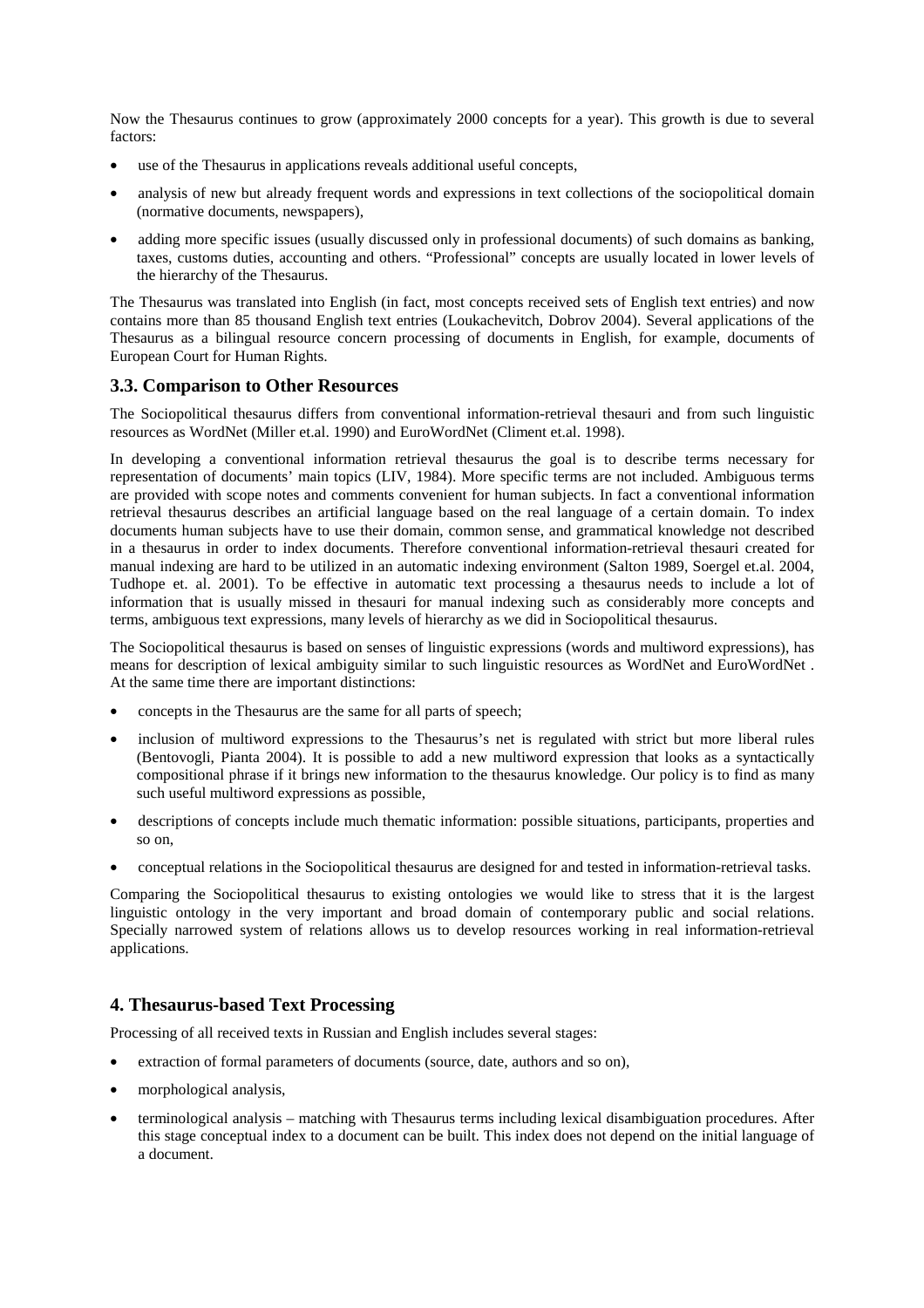Now the Thesaurus continues to grow (approximately 2000 concepts for a year). This growth is due to several factors:

- use of the Thesaurus in applications reveals additional useful concepts,
- analysis of new but already frequent words and expressions in text collections of the sociopolitical domain (normative documents, newspapers),
- adding more specific issues (usually discussed only in professional documents) of such domains as banking, taxes, customs duties, accounting and others. "Professional" concepts are usually located in lower levels of the hierarchy of the Thesaurus.

The Thesaurus was translated into English (in fact, most concepts received sets of English text entries) and now contains more than 85 thousand English text entries (Loukachevitch, Dobrov 2004). Several applications of the Thesaurus as a bilingual resource concern processing of documents in English, for example, documents of European Court for Human Rights.

### 3.3. Comparison to Other Resources

The Sociopolitical thesaurus differs from conventional information-retrieval thesauri and from such linguistic resources as WordNet (Miller et.al. 1990) and EuroWordNet (Climent et.al. 1998).

In developing a conventional information retrieval thesaurus the goal is to describe terms necessary for representation of documents' main topics (LIV, 1984). More specific terms are not included. Ambiguous terms are provided with scope notes and comments convenient for human subjects. In fact a conventional information retrieval thesaurus describes an artificial language based on the real language of a certain domain. To index documents human subjects have to use their domain, common sense, and grammatical knowledge not described in a thesaurus in order to index documents. Therefore conventional information-retrieval thesauri created for manual indexing are hard to be utilized in an automatic indexing environment (Salton 1989, Soergel et.al. 2004, Tudhope et. al. 2001). To be effective in automatic text processing a thesaurus needs to include a lot of information that is usually missed in thesauri for manual indexing such as considerably more concepts and terms, ambiguous text expressions, many levels of hierarchy as we did in Sociopolitical thesaurus.

The Sociopolitical thesaurus is based on senses of linguistic expressions (words and multiword expressions), has means for description of lexical ambiguity similar to such linguistic resources as WordNet and EuroWordNet . At the same time there are important distinctions:

- concepts in the Thesaurus are the same for all parts of speech;
- inclusion of multiword expressions to the Thesaurus's net is regulated with strict but more liberal rules (Bentovogli, Pianta 2004). It is possible to add a new multiword expression that looks as a syntactically compositional phrase if it brings new information to the thesaurus knowledge. Our policy is to find as many such useful multiword expressions as possible,
- descriptions of concepts include much thematic information: possible situations, participants, properties and so on,
- conceptual relations in the Sociopolitical thesaurus are designed for and tested in information-retrieval tasks.

Comparing the Sociopolitical thesaurus to existing ontologies we would like to stress that it is the largest linguistic ontology in the very important and broad domain of contemporary public and social relations. Specially narrowed system of relations allows us to develop resources working in real information-retrieval applications.

## 4. Thesaurus-based Text Processing

Processing of all received texts in Russian and English includes several stages:

- extraction of formal parameters of documents (source, date, authors and so on),
- morphological analysis,
- terminological analysis – matching with Thesaurus terms including lexical disambiguation procedures. After this stage conceptual index to a document can be built. This index does not depend on the initial language of a document.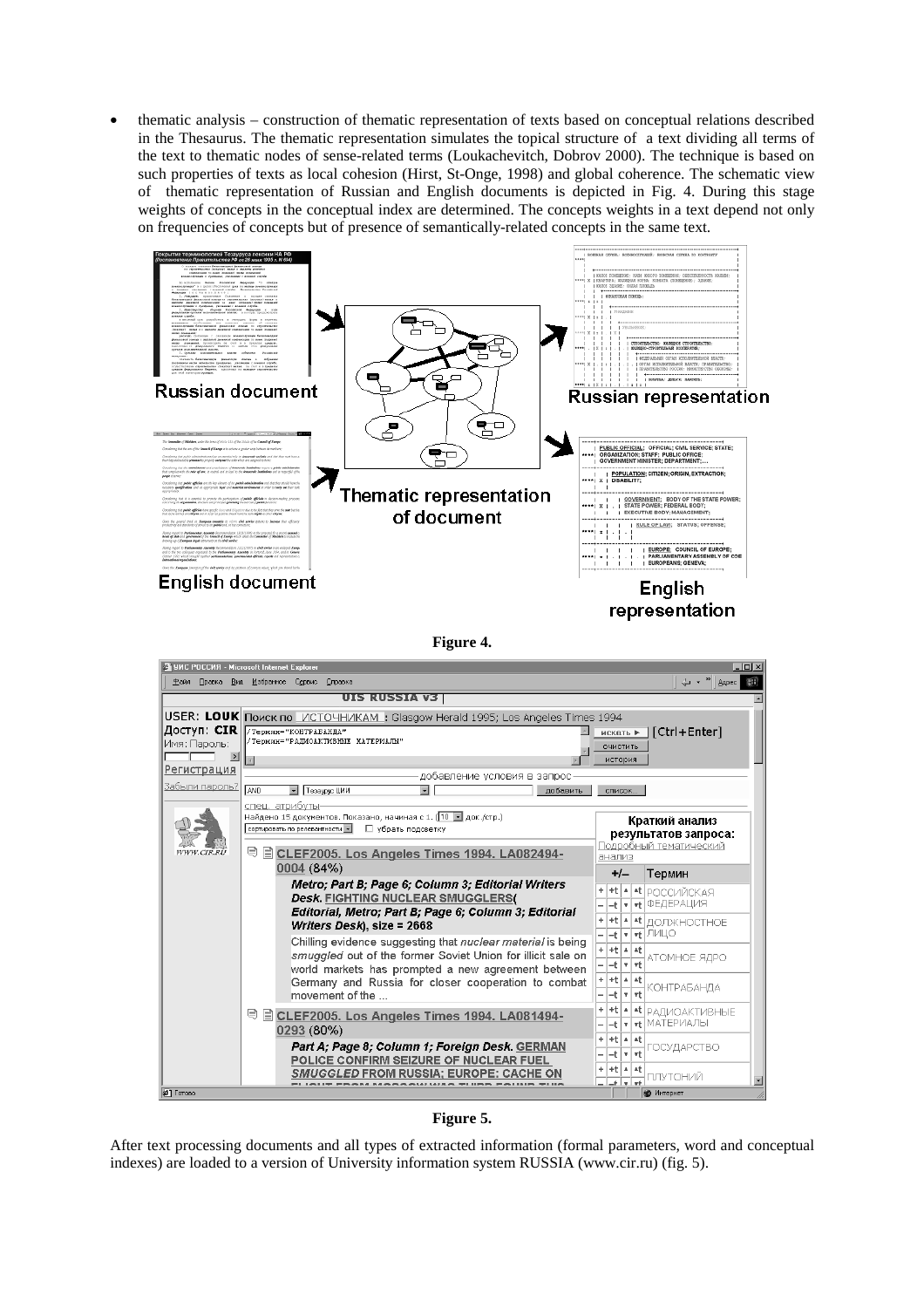- thematic analysis – construction of thematic representation of texts based on conceptual relations described in the Thesaurus. The thematic representation simulates the topical structure of a text dividing all terms of the text to thematic nodes of sense-related terms (Loukachevitch, Dobrov 2000). The technique is based on such properties of texts as local cohesion (Hirst, St-Onge, 1998) and global coherence. The schematic view of thematic representation of Russian and English documents is depicted in Fig. 4. During this stage weights of concepts in the conceptual index are determined. The concepts weights in a text depend not only on frequencies of concepts but of presence of semantically-related concepts in the same text.

**Figure 4.**

**Figure 5.**

After text processing documents and all types of extracted information (formal parameters, word and conceptual indexes) are loaded to a version of University information system RUSSIA (www.cir.ru) (fig. 5).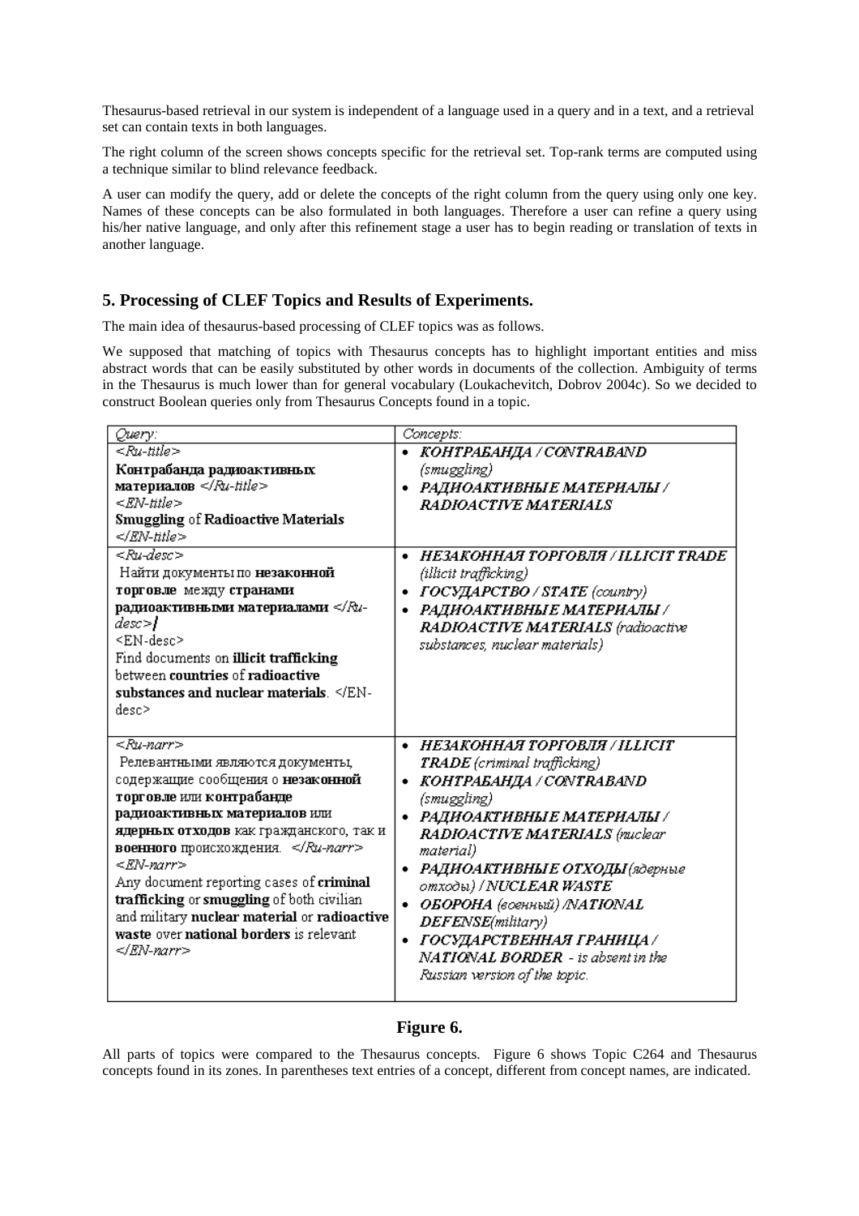Thesaurus-based retrieval in our system is independent of a language used in a query and in a text, and a retrieval set can contain texts in both languages.

The right column of the screen shows concepts specific for the retrieval set. Top-rank terms are computed using a technique similar to blind relevance feedback.

A user can modify the query, add or delete the concepts of the right column from the query using only one key. Names of these concepts can be also formulated in both languages. Therefore a user can refine a query using his/her native language, and only after this refinement stage a user has to begin reading or translation of texts in another language.

## 5. Processing of CLEF Topics and Results of Experiments.

The main idea of thesaurus-based processing of CLEF topics was as follows.

We supposed that matching of topics with Thesaurus concepts has to highlight important entities and miss abstract words that can be easily substituted by other words in documents of the collection. Ambiguity of terms in the Thesaurus is much lower than for general vocabulary (Loukachevitch, Dobrov 2004c). So we decided to construct Boolean queries only from Thesaurus Concepts found in a topic.

| *Query:* | *Concepts:* |
|---|---|
| *<Ru-title>* **Контрабанда радиоактивных материалов** *</Ru-title>* *<EN-title>* **Smuggling** of **Radioactive Materials** *</EN-title>* | • ***КОНТРАБАНДА / CONTRABAND*** *(smuggling)* • ***РАДИОАКТИВНЫЕ МАТЕРИАЛЫ / RADIOACTIVE MATERIALS*** |
| *<Ru-desc>* Найти документы по **незаконной торговле** между **странами радиоактивными материалами** *</Ru-desc>* <EN-desc> Find documents on **illicit trafficking** between **countries** of **radioactive substances and nuclear materials**. </EN-desc> | • ***НЕЗАКОННАЯ ТОРГОВЛЯ / ILLICIT TRADE*** *(illicit trafficking)* • ***ГОСУДАРСТВО / STATE*** *(country)* • ***РАДИОАКТИВНЫЕ МАТЕРИАЛЫ / RADIOACTIVE MATERIALS*** *(radioactive substances, nuclear materials)* |
| *<Ru-narr>* Релевантными являются документы, содержащие сообщения о **незаконной торговле** или **контрабанде радиоактивных материалов** или **ядерных отходов** как гражданского, так и **военного** происхождения. *</Ru-narr>* *<EN-narr>* Any document reporting cases of **criminal trafficking** or **smuggling** of both civilian and military **nuclear material** or **radioactive waste** over **national borders** is relevant *</EN-narr>* | • ***НЕЗАКОННАЯ ТОРГОВЛЯ / ILLICIT TRADE*** *(criminal trafficking)* • ***КОНТРАБАНДА / CONTRABAND*** *(smuggling)* • ***РАДИОАКТИВНЫЕ МАТЕРИАЛЫ / RADIOACTIVE MATERIALS*** *(nuclear material)* • ***РАДИОАКТИВНЫЕ ОТХОДЫ*** *(ядерные отходы)* ***/ NUCLEAR WASTE*** • ***ОБОРОНА*** *(военный)* ***/NATIONAL DEFENSE****(military)* • ***ГОСУДАРСТВЕННАЯ ГРАНИЦА / NATIONAL BORDER*** *- is absent in the Russian version of the topic.* |

**Figure 6.**

All parts of topics were compared to the Thesaurus concepts. Figure 6 shows Topic C264 and Thesaurus concepts found in its zones. In parentheses text entries of a concept, different from concept names, are indicated.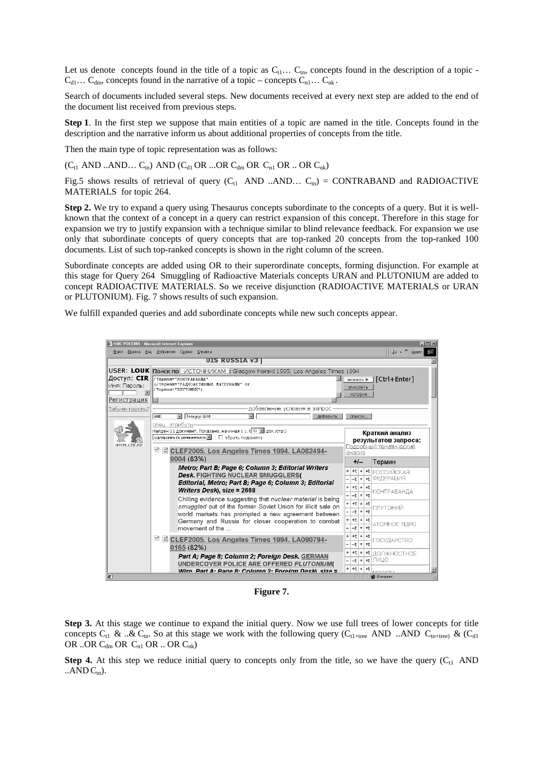Let us denote concepts found in the title of a topic as $C_{t1} \ldots C_{tn}$, concepts found in the description of a topic - $C_{d1} \ldots C_{dm}$, concepts found in the narrative of a topic – concepts $C_{n1} \ldots C_{nk}$.

Search of documents included several steps. New documents received at every next step are added to the end of the document list received from previous steps.

**Step 1**. In the first step we suppose that main entities of a topic are named in the title. Concepts found in the description and the narrative inform us about additional properties of concepts from the title.

Then the main type of topic representation was as follows:

($C_{t1}$ AND ..AND… $C_{tn}$) AND ($C_{d1}$ OR ...OR $C_{dm}$ OR $C_{n1}$ OR .. OR $C_{nk}$)

Fig.5 shows results of retrieval of query ($C_{t1}$ AND ..AND… $C_{tn}$) = CONTRABAND and RADIOACTIVE MATERIALS for topic 264.

**Step 2.** We try to expand a query using Thesaurus concepts subordinate to the concepts of a query. But it is well-known that the context of a concept in a query can restrict expansion of this concept. Therefore in this stage for expansion we try to justify expansion with a technique similar to blind relevance feedback. For expansion we use only that subordinate concepts of query concepts that are top-ranked 20 concepts from the top-ranked 100 documents. List of such top-ranked concepts is shown in the right column of the screen.

Subordinate concepts are added using OR to their superordinate concepts, forming disjunction. For example at this stage for Query 264 Smuggling of Radioactive Materials concepts URAN and PLUTONIUM are added to concept RADIOACTIVE MATERIALS. So we receive disjunction (RADIOACTIVE MATERIALS or URAN or PLUTONIUM). Fig. 7 shows results of such expansion.

We fulfill expanded queries and add subordinate concepts while new such concepts appear.

**Figure 7.**

**Step 3.** At this stage we continue to expand the initial query. Now we use full trees of lower concepts for title concepts $C_{t1}$ & ..& $C_{tn}$. So at this stage we work with the following query ($C_{t1+tree}$ AND ..AND $C_{tn+tree}$) & ($C_{d1}$ OR ..OR $C_{dm}$ OR $C_{n1}$ OR .. OR $C_{nk}$)

**Step 4.** At this step we reduce initial query to concepts only from the title, so we have the query ($C_{t1}$ AND ..AND $C_{tn}$).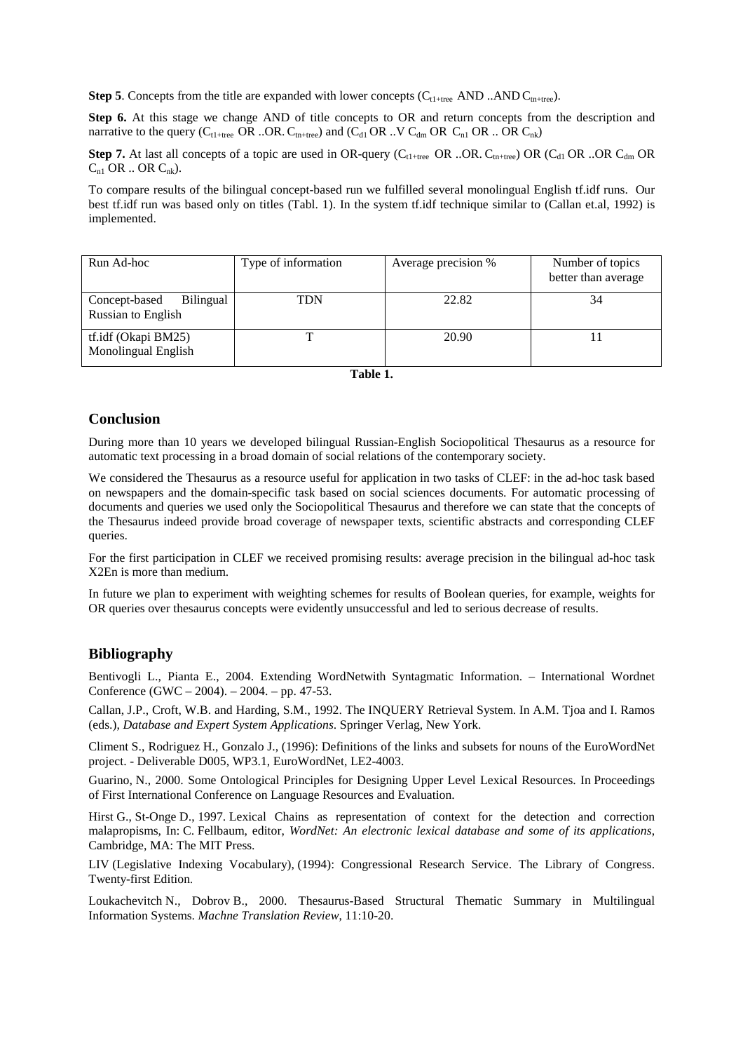**Step 5**. Concepts from the title are expanded with lower concepts ($C_{t1+tree}$ AND ..AND $C_{tn+tree}$).

**Step 6.** At this stage we change AND of title concepts to OR and return concepts from the description and narrative to the query ($C_{t1+tree}$ OR ..OR. $C_{tn+tree}$) and ($C_{d1}$ OR ..V $C_{dm}$ OR $C_{n1}$ OR .. OR $C_{nk}$)

**Step 7.** At last all concepts of a topic are used in OR-query ($C_{t1+tree}$ OR ..OR. $C_{tn+tree}$) OR ($C_{d1}$ OR ..OR $C_{dm}$ OR $C_{n1}$ OR .. OR $C_{nk}$).

To compare results of the bilingual concept-based run we fulfilled several monolingual English tf.idf runs. Our best tf.idf run was based only on titles (Tabl. 1). In the system tf.idf technique similar to (Callan et.al, 1992) is implemented.

| Run Ad-hoc | Type of information | Average precision % | Number of topics better than average |
|---|---|---|---|
| Concept-based Bilingual Russian to English | TDN | 22.82 | 34 |
| tf.idf (Okapi BM25) Monolingual English | T | 20.90 | 11 |

**Table 1.**

## Conclusion

During more than 10 years we developed bilingual Russian-English Sociopolitical Thesaurus as a resource for automatic text processing in a broad domain of social relations of the contemporary society.

We considered the Thesaurus as a resource useful for application in two tasks of CLEF: in the ad-hoc task based on newspapers and the domain-specific task based on social sciences documents. For automatic processing of documents and queries we used only the Sociopolitical Thesaurus and therefore we can state that the concepts of the Thesaurus indeed provide broad coverage of newspaper texts, scientific abstracts and corresponding CLEF queries.

For the first participation in CLEF we received promising results: average precision in the bilingual ad-hoc task X2En is more than medium.

In future we plan to experiment with weighting schemes for results of Boolean queries, for example, weights for OR queries over thesaurus concepts were evidently unsuccessful and led to serious decrease of results.

## Bibliography

Bentivogli L., Pianta E., 2004. Extending WordNetwith Syntagmatic Information. – International Wordnet Conference (GWC – 2004). – 2004. – pp. 47-53.

Callan, J.P., Croft, W.B. and Harding, S.M., 1992. The INQUERY Retrieval System. In A.M. Tjoa and I. Ramos (eds.), *Database and Expert System Applications*. Springer Verlag, New York.

Climent S., Rodriguez H., Gonzalo J., (1996): Definitions of the links and subsets for nouns of the EuroWordNet project. - Deliverable D005, WP3.1, EuroWordNet, LE2-4003.

Guarino, N., 2000. Some Ontological Principles for Designing Upper Level Lexical Resources. In Proceedings of First International Conference on Language Resources and Evaluation.

Hirst G., St-Onge D., 1997. Lexical Chains as representation of context for the detection and correction malapropisms, In: C. Fellbaum, editor, *WordNet: An electronic lexical database and some of its applications*, Cambridge, MA: The MIT Press.

LIV (Legislative Indexing Vocabulary), (1994): Congressional Research Service. The Library of Congress. Twenty-first Edition.

Loukachevitch N., Dobrov B., 2000. Thesaurus-Based Structural Thematic Summary in Multilingual Information Systems. *Machne Translation Review*, 11:10-20.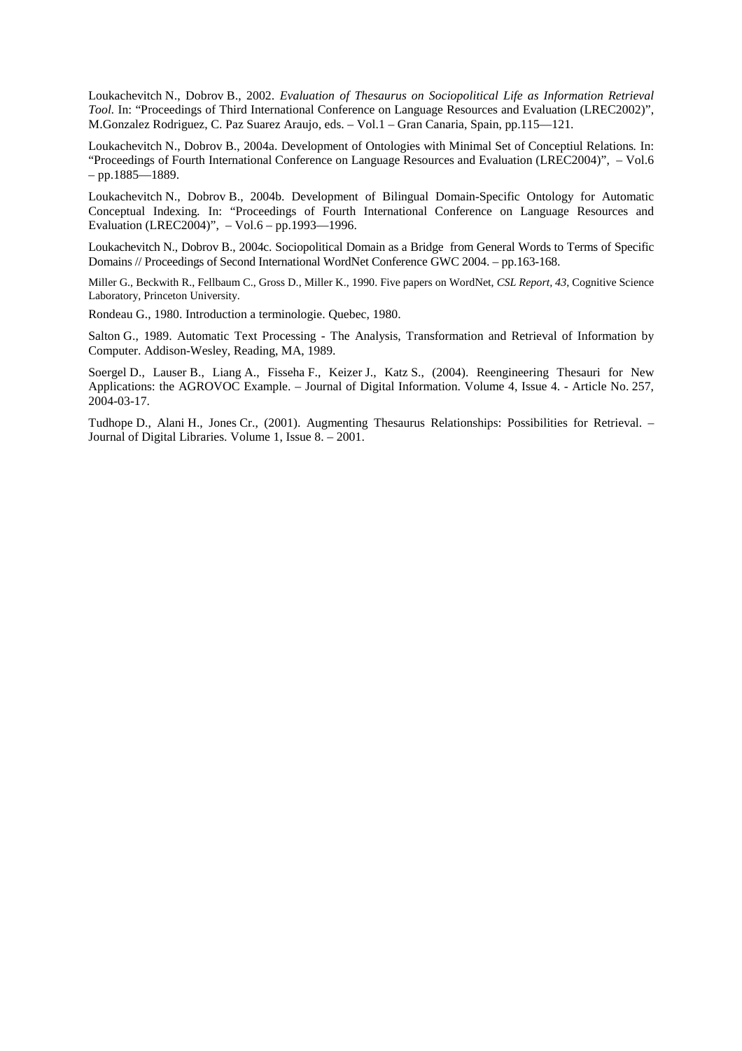Loukachevitch N., Dobrov B., 2002. *Evaluation of Thesaurus on Sociopolitical Life as Information Retrieval Tool.* In: "Proceedings of Third International Conference on Language Resources and Evaluation (LREC2002)", M.Gonzalez Rodriguez, C. Paz Suarez Araujo, eds. – Vol.1 – Gran Canaria, Spain, pp.115—121.

Loukachevitch N., Dobrov B., 2004a. Development of Ontologies with Minimal Set of Conceptiul Relations. In: "Proceedings of Fourth International Conference on Language Resources and Evaluation (LREC2004)", – Vol.6 – pp.1885—1889.

Loukachevitch N., Dobrov B., 2004b. Development of Bilingual Domain-Specific Ontology for Automatic Conceptual Indexing. In: "Proceedings of Fourth International Conference on Language Resources and Evaluation (LREC2004)", – Vol.6 – pp.1993—1996.

Loukachevitch N., Dobrov B., 2004c. Sociopolitical Domain as a Bridge from General Words to Terms of Specific Domains // Proceedings of Second International WordNet Conference GWC 2004. – pp.163-168.

Miller G., Beckwith R., Fellbaum C., Gross D., Miller K., 1990. Five papers on WordNet, *CSL Report, 43*, Cognitive Science Laboratory, Princeton University.

Rondeau G., 1980. Introduction a terminologie. Quebec, 1980.

Salton G., 1989. Automatic Text Processing - The Analysis, Transformation and Retrieval of Information by Computer. Addison-Wesley, Reading, MA, 1989.

Soergel D., Lauser B., Liang A., Fisseha F., Keizer J., Katz S., (2004). Reengineering Thesauri for New Applications: the AGROVOC Example. – Journal of Digital Information. Volume 4, Issue 4. - Article No. 257, 2004-03-17.

Tudhope D., Alani H., Jones Cr., (2001). Augmenting Thesaurus Relationships: Possibilities for Retrieval. – Journal of Digital Libraries. Volume 1, Issue 8. – 2001.